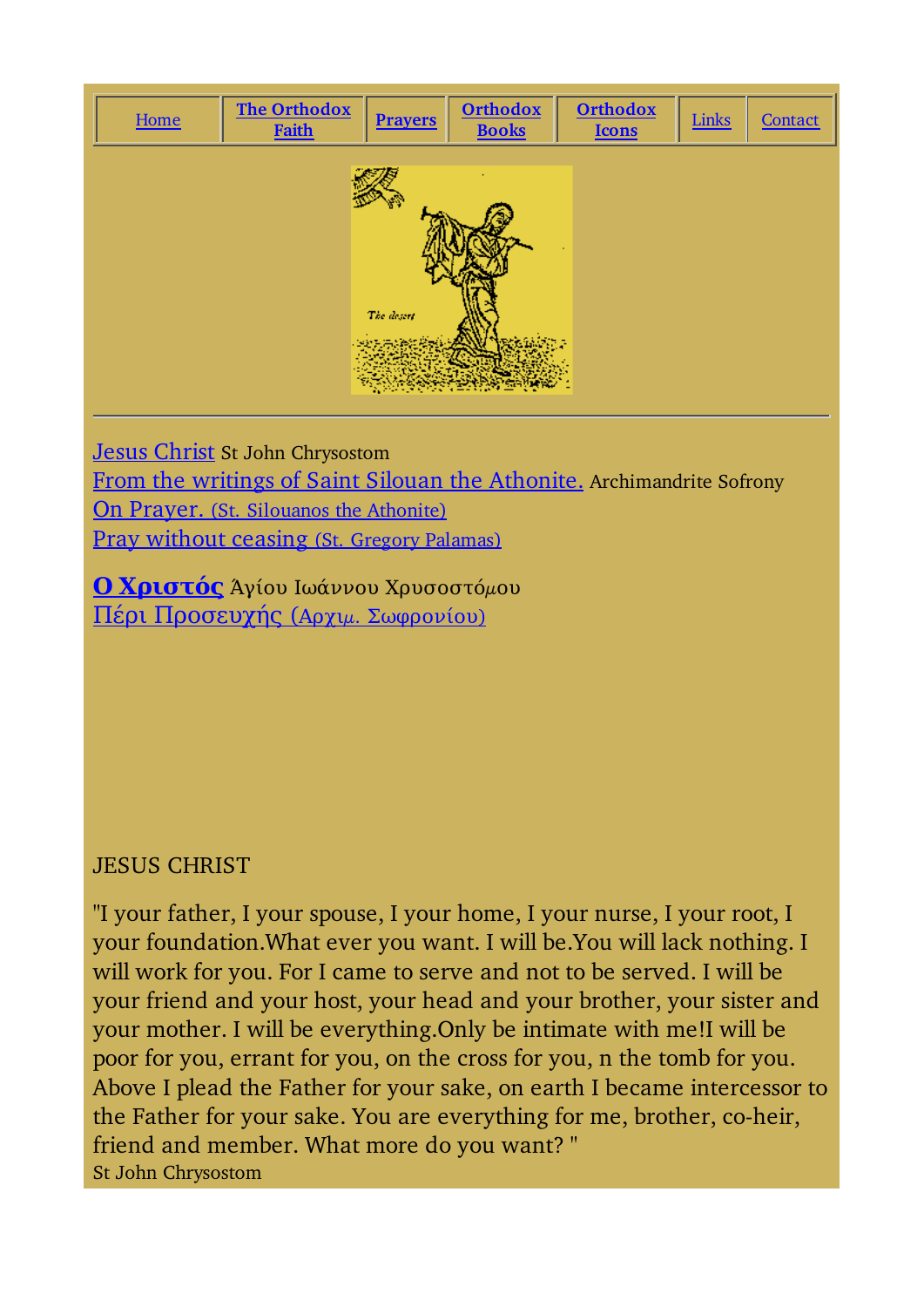| Home | The Orthodox Faith | Prayers | Orthodox Books | Orthodox Icons | Links | Contact |
|---|---|---|---|---|---|---|

---

Jesus Christ St John Chrysostom
From the writings of Saint Silouan the Athonite. Archimandrite Sofrony
On Prayer. (St. Silouanos the Athonite)
Pray without ceasing (St. Gregory Palamas)

**Ο Χριστός** Άγίου Ιωάννου Χρυσοστόμου
Πέρι Προσευχής (Αρχιμ. Σωφρονίου)

JESUS CHRIST

"I your father, I your spouse, I your home, I your nurse, I your root, I your foundation.What ever you want. I will be.You will lack nothing. I will work for you. For I came to serve and not to be served. I will be your friend and your host, your head and your brother, your sister and your mother. I will be everything.Only be intimate with me!I will be poor for you, errant for you, on the cross for you, n the tomb for you. Above I plead the Father for your sake, on earth I became intercessor to the Father for your sake. You are everything for me, brother, co-heir, friend and member. What more do you want? "
St John Chrysostom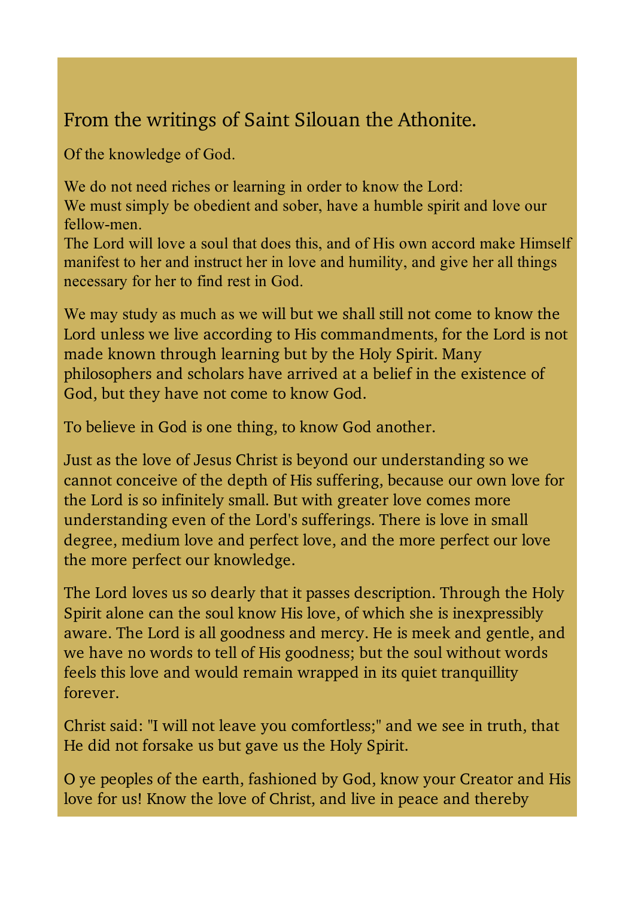## From the writings of Saint Silouan the Athonite.

Of the knowledge of God.

We do not need riches or learning in order to know the Lord:
We must simply be obedient and sober, have a humble spirit and love our fellow-men.
The Lord will love a soul that does this, and of His own accord make Himself manifest to her and instruct her in love and humility, and give her all things necessary for her to find rest in God.

We may study as much as we will but we shall still not come to know the Lord unless we live according to His commandments, for the Lord is not made known through learning but by the Holy Spirit. Many philosophers and scholars have arrived at a belief in the existence of God, but they have not come to know God.

To believe in God is one thing, to know God another.

Just as the love of Jesus Christ is beyond our understanding so we cannot conceive of the depth of His suffering, because our own love for the Lord is so infinitely small. But with greater love comes more understanding even of the Lord's sufferings. There is love in small degree, medium love and perfect love, and the more perfect our love the more perfect our knowledge.

The Lord loves us so dearly that it passes description. Through the Holy Spirit alone can the soul know His love, of which she is inexpressibly aware. The Lord is all goodness and mercy. He is meek and gentle, and we have no words to tell of His goodness; but the soul without words feels this love and would remain wrapped in its quiet tranquillity forever.

Christ said: "I will not leave you comfortless;" and we see in truth, that He did not forsake us but gave us the Holy Spirit.

O ye peoples of the earth, fashioned by God, know your Creator and His love for us! Know the love of Christ, and live in peace and thereby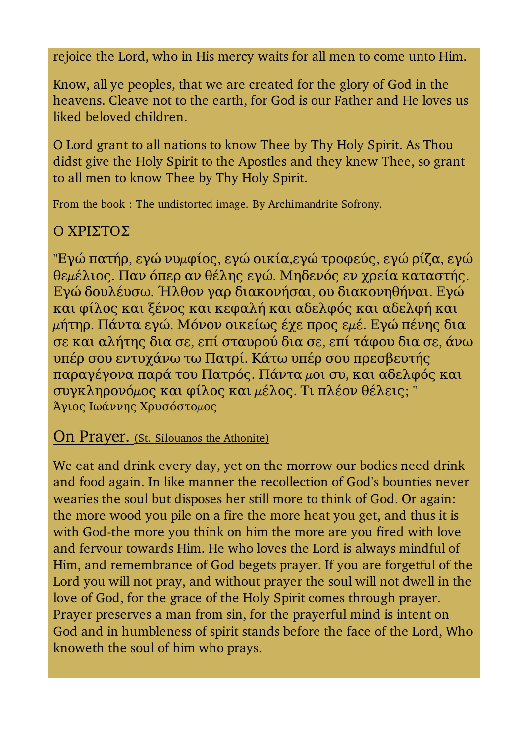rejoice the Lord, who in His mercy waits for all men to come unto Him.

Know, all ye peoples, that we are created for the glory of God in the heavens. Cleave not to the earth, for God is our Father and He loves us liked beloved children.

O Lord grant to all nations to know Thee by Thy Holy Spirit. As Thou didst give the Holy Spirit to the Apostles and they knew Thee, so grant to all men to know Thee by Thy Holy Spirit.

From the book : The undistorted image. By Archimandrite Sofrony.

## Ο ΧΡΙΣΤΟΣ

"Εγώ πατήρ, εγώ νυμφίος, εγώ οικία,εγώ τροφεύς, εγώ ρίζα, εγώ θεμέλιος. Παν όπερ αν θέλης εγώ. Μηδενός εν χρεία καταστής. Εγώ δουλέυσω. Ήλθον γαρ διακονήσαι, ου διακονηθήναι. Εγώ και φίλος και ξένος και κεφαλή και αδελφός και αδελφή και μήτηρ. Πάντα εγώ. Μόνον οικείως έχε προς εμέ. Εγώ πένης δια σε και αλήτης δια σε, επί σταυρού δια σε, επί τάφου δια σε, άνω υπέρ σου εντυχάνω τω Πατρί. Κάτω υπέρ σου πρεσβευτής παραγέγονα παρά του Πατρός. Πάντα μοι συ, και αδελφός και συγκληρονόμος και φίλος και μέλος. Τι πλέον θέλεις; "
Άγιος Ιωάννης Χρυσόστομος

## On Prayer. (St. Silouanos the Athonite)

We eat and drink every day, yet on the morrow our bodies need drink and food again. In like manner the recollection of God's bounties never wearies the soul but disposes her still more to think of God. Or again: the more wood you pile on a fire the more heat you get, and thus it is with God-the more you think on him the more are you fired with love and fervour towards Him. He who loves the Lord is always mindful of Him, and remembrance of God begets prayer. If you are forgetful of the Lord you will not pray, and without prayer the soul will not dwell in the love of God, for the grace of the Holy Spirit comes through prayer. Prayer preserves a man from sin, for the prayerful mind is intent on God and in humbleness of spirit stands before the face of the Lord, Who knoweth the soul of him who prays.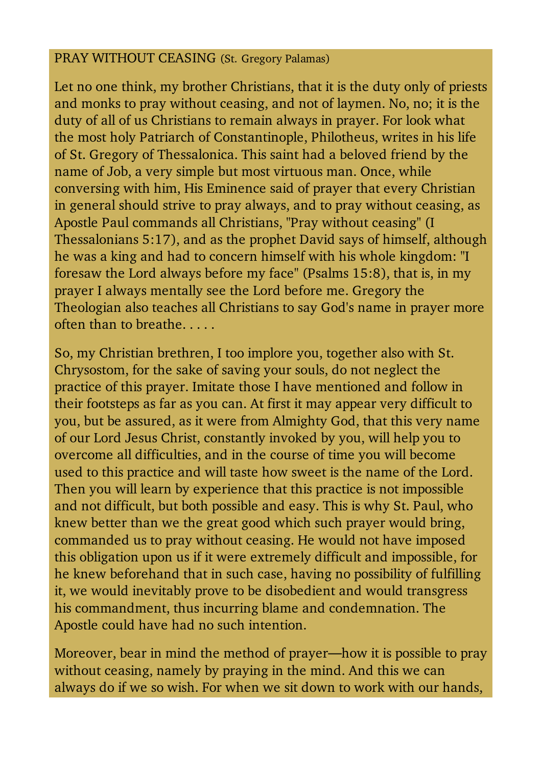PRAY WITHOUT CEASING (St. Gregory Palamas)

Let no one think, my brother Christians, that it is the duty only of priests and monks to pray without ceasing, and not of laymen. No, no; it is the duty of all of us Christians to remain always in prayer. For look what the most holy Patriarch of Constantinople, Philotheus, writes in his life of St. Gregory of Thessalonica. This saint had a beloved friend by the name of Job, a very simple but most virtuous man. Once, while conversing with him, His Eminence said of prayer that every Christian in general should strive to pray always, and to pray without ceasing, as Apostle Paul commands all Christians, "Pray without ceasing" (I Thessalonians 5:17), and as the prophet David says of himself, although he was a king and had to concern himself with his whole kingdom: "I foresaw the Lord always before my face" (Psalms 15:8), that is, in my prayer I always mentally see the Lord before me. Gregory the Theologian also teaches all Christians to say God's name in prayer more often than to breathe. . . . .

So, my Christian brethren, I too implore you, together also with St. Chrysostom, for the sake of saving your souls, do not neglect the practice of this prayer. Imitate those I have mentioned and follow in their footsteps as far as you can. At first it may appear very difficult to you, but be assured, as it were from Almighty God, that this very name of our Lord Jesus Christ, constantly invoked by you, will help you to overcome all difficulties, and in the course of time you will become used to this practice and will taste how sweet is the name of the Lord. Then you will learn by experience that this practice is not impossible and not difficult, but both possible and easy. This is why St. Paul, who knew better than we the great good which such prayer would bring, commanded us to pray without ceasing. He would not have imposed this obligation upon us if it were extremely difficult and impossible, for he knew beforehand that in such case, having no possibility of fulfilling it, we would inevitably prove to be disobedient and would transgress his commandment, thus incurring blame and condemnation. The Apostle could have had no such intention.

Moreover, bear in mind the method of prayer—how it is possible to pray without ceasing, namely by praying in the mind. And this we can always do if we so wish. For when we sit down to work with our hands,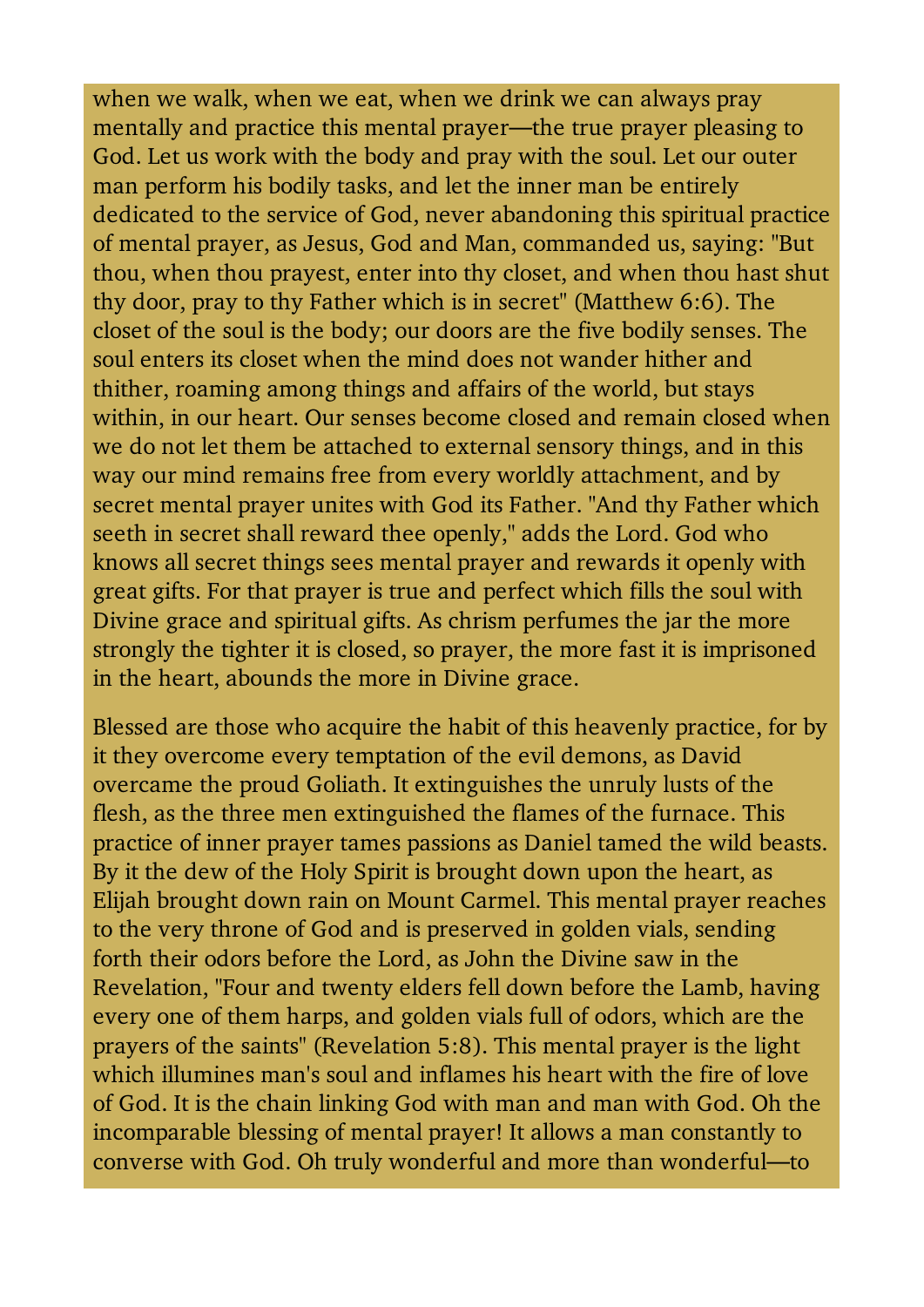when we walk, when we eat, when we drink we can always pray mentally and practice this mental prayer—the true prayer pleasing to God. Let us work with the body and pray with the soul. Let our outer man perform his bodily tasks, and let the inner man be entirely dedicated to the service of God, never abandoning this spiritual practice of mental prayer, as Jesus, God and Man, commanded us, saying: "But thou, when thou prayest, enter into thy closet, and when thou hast shut thy door, pray to thy Father which is in secret" (Matthew 6:6). The closet of the soul is the body; our doors are the five bodily senses. The soul enters its closet when the mind does not wander hither and thither, roaming among things and affairs of the world, but stays within, in our heart. Our senses become closed and remain closed when we do not let them be attached to external sensory things, and in this way our mind remains free from every worldly attachment, and by secret mental prayer unites with God its Father. "And thy Father which seeth in secret shall reward thee openly," adds the Lord. God who knows all secret things sees mental prayer and rewards it openly with great gifts. For that prayer is true and perfect which fills the soul with Divine grace and spiritual gifts. As chrism perfumes the jar the more strongly the tighter it is closed, so prayer, the more fast it is imprisoned in the heart, abounds the more in Divine grace.

Blessed are those who acquire the habit of this heavenly practice, for by it they overcome every temptation of the evil demons, as David overcame the proud Goliath. It extinguishes the unruly lusts of the flesh, as the three men extinguished the flames of the furnace. This practice of inner prayer tames passions as Daniel tamed the wild beasts. By it the dew of the Holy Spirit is brought down upon the heart, as Elijah brought down rain on Mount Carmel. This mental prayer reaches to the very throne of God and is preserved in golden vials, sending forth their odors before the Lord, as John the Divine saw in the Revelation, "Four and twenty elders fell down before the Lamb, having every one of them harps, and golden vials full of odors, which are the prayers of the saints" (Revelation 5:8). This mental prayer is the light which illumines man's soul and inflames his heart with the fire of love of God. It is the chain linking God with man and man with God. Oh the incomparable blessing of mental prayer! It allows a man constantly to converse with God. Oh truly wonderful and more than wonderful—to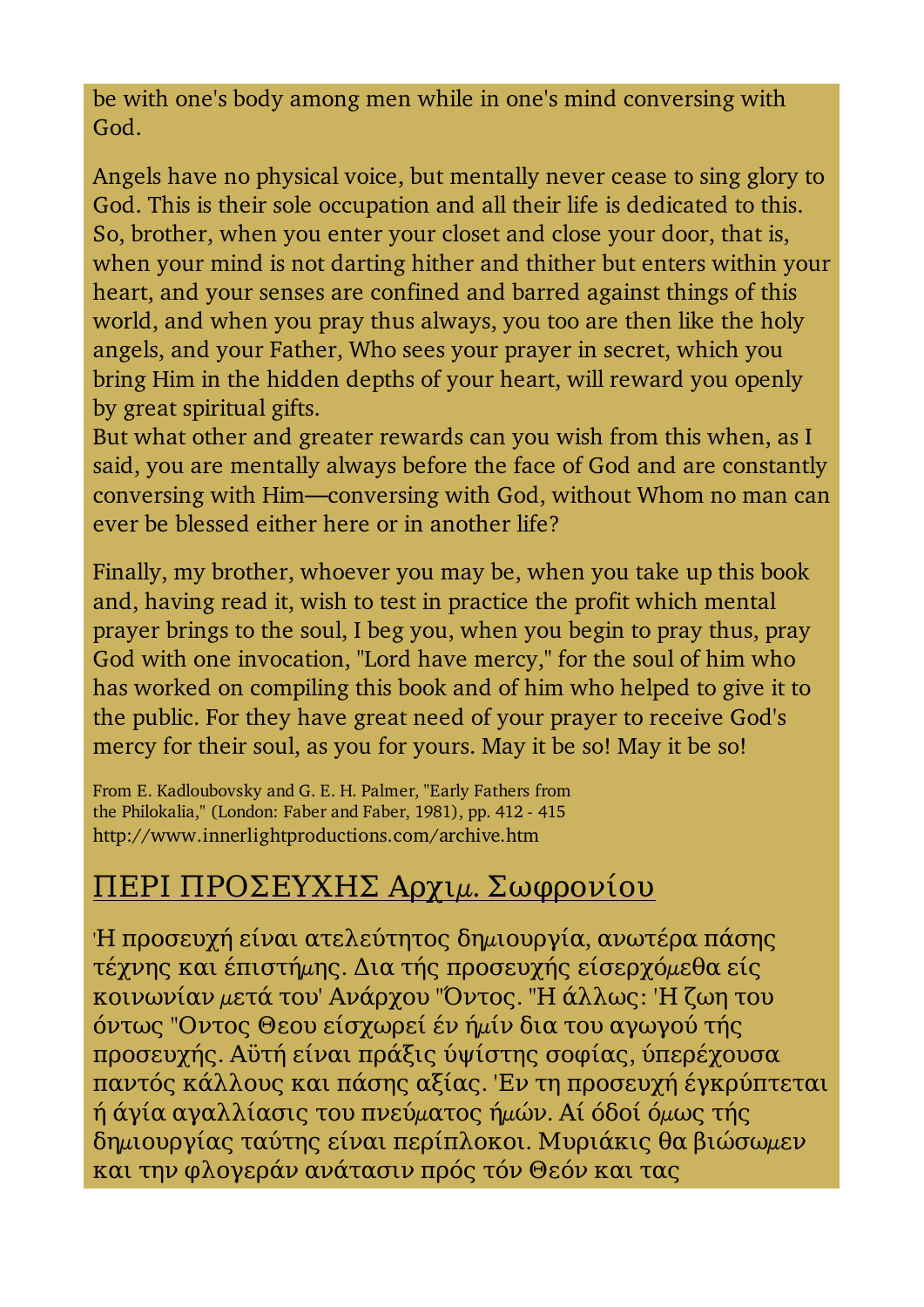be with one's body among men while in one's mind conversing with God.

Angels have no physical voice, but mentally never cease to sing glory to God. This is their sole occupation and all their life is dedicated to this. So, brother, when you enter your closet and close your door, that is, when your mind is not darting hither and thither but enters within your heart, and your senses are confined and barred against things of this world, and when you pray thus always, you too are then like the holy angels, and your Father, Who sees your prayer in secret, which you bring Him in the hidden depths of your heart, will reward you openly by great spiritual gifts.
But what other and greater rewards can you wish from this when, as I said, you are mentally always before the face of God and are constantly conversing with Him—conversing with God, without Whom no man can ever be blessed either here or in another life?

Finally, my brother, whoever you may be, when you take up this book and, having read it, wish to test in practice the profit which mental prayer brings to the soul, I beg you, when you begin to pray thus, pray God with one invocation, "Lord have mercy," for the soul of him who has worked on compiling this book and of him who helped to give it to the public. For they have great need of your prayer to receive God's mercy for their soul, as you for yours. May it be so! May it be so!

From E. Kadloubovsky and G. E. H. Palmer, "Early Fathers from the Philokalia," (London: Faber and Faber, 1981), pp. 412 - 415
http://www.innerlightproductions.com/archive.htm

## ΠΕΡΙ ΠΡΟΣΕΥΧΗΣ Αρχιμ. Σωφρονίου

'Η προσευχή είναι ατελεύτητος δημιουργία, ανωτέρα πάσης τέχνης και έπιστήμης. Δια τής προσευχής είσερχόμεθα είς κοινωνίαν μετά του' Ανάρχου "Όντος. "Η άλλως: 'Η ζωη του όντως "Οντος Θεου είσχωρεί έν ήμίν δια του αγωγού τής προσευχής. Αϋτή είναι πράξις ύψίστης σοφίας, ύπερέχουσα παντός κάλλους και πάσης αξίας. 'Εν τη προσευχή έγκρύπτεται ή άγία αγαλλίασις του πνεύματος ήμών. Αί όδοί όμως τής δημιουργίας ταύτης είναι περίπλοκοι. Μυριάκις θα βιώσωμεν και την φλογεράν ανάτασιν πρός τόν Θεόν και τας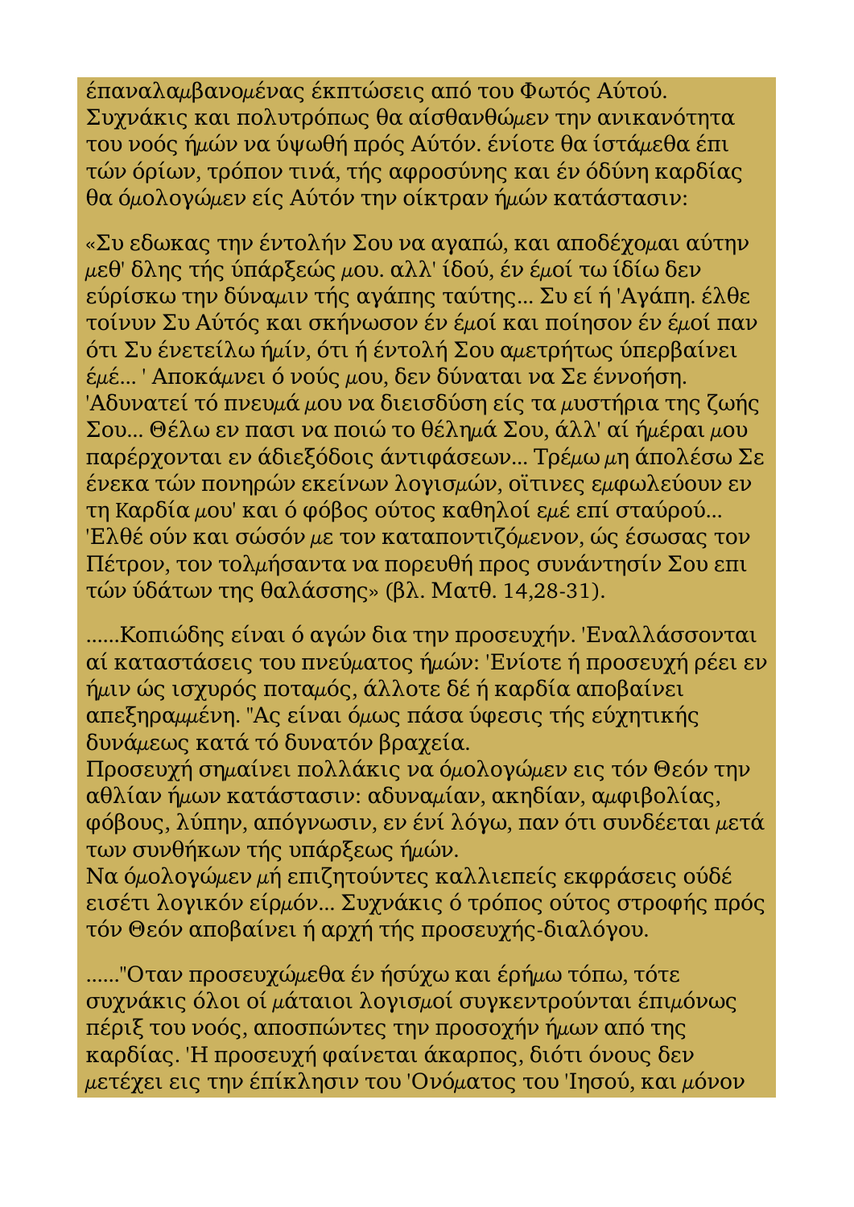έπαναλαμβανομένας έκπτώσεις από του Φωτός Αύτού. Συχνάκις και πολυτρόπως θα αίσθανθώμεν την ανικανότητα του νοός ήμών να ύψωθή πρός Αύτόν. ένίοτε θα ίστάμεθα έπι τών όρίων, τρόπον τινά, τής αφροσύνης και έν όδύνη καρδίας θα όμολογώμεν είς Αύτόν την οίκτραν ήμών κατάστασιν:

«Συ εδωκας την έντολήν Σου να αγαπώ, και αποδέχομαι αύτην μεθ' δλης τής ύπάρξεώς μου. αλλ' ίδού, έν έμοί τω ίδίω δεν εύρίσκω την δύναμιν τής αγάπης ταύτης... Συ εί ή 'Αγάπη. έλθε τοίνυν Συ Αύτός και σκήνωσον έν έμοί και ποίησον έν έμοί παν ότι Συ ένετείλω ήμίν, ότι ή έντολή Σου αμετρήτως ύπερβαίνει έμέ... ' Αποκάμνει ό νούς μου, δεν δύναται να Σε έννοήση. 'Αδυνατεί τό πνευμά μου να διεισδύση είς τα μυστήρια της ζωής Σου... Θέλω εν πασι να ποιώ το θέλημά Σου, άλλ' αί ήμέραι μου παρέρχονται εν άδιεξόδοις άντιφάσεων... Τρέμω μη άπολέσω Σε ένεκα τών πονηρών εκείνων λογισμών, οϊτινες εμφωλεύουν εν τη Καρδία μου' και ό φόβος ούτος καθηλοί εμέ επί σταύρού... 'Ελθέ ούν και σώσόν με τον καταποντιζόμενον, ώς έσωσας τον Πέτρον, τον τολμήσαντα να πορευθή προς συνάντησίν Σου επι τών ύδάτων της θαλάσσης» (βλ. Ματθ. 14,28-31).

......Κοπιώδης είναι ό αγών δια την προσευχήν. 'Εναλλάσσονται αί καταστάσεις του πνεύματος ήμών: 'Ενίοτε ή προσευχή ρέει εν ήμιν ώς ισχυρός ποταμός, άλλοτε δέ ή καρδία αποβαίνει απεξηραμμένη. "Ας είναι όμως πάσα ύφεσις τής εύχητικής δυνάμεως κατά τό δυνατόν βραχεία.
Προσευχή σημαίνει πολλάκις να όμολογώμεν εις τόν Θεόν την αθλίαν ήμων κατάστασιν: αδυναμίαν, ακηδίαν, αμφιβολίας, φόβους, λύπην, απόγνωσιν, εν ένί λόγω, παν ότι συνδέεται μετά των συνθήκων τής ύπάρξεως ήμών.
Να όμολογώμεν μή επιζητούντες καλλιεπείς εκφράσεις ούδέ εισέτι λογικόν είρμόν... Συχνάκις ό τρόπος ούτος στροφής πρός τόν Θεόν αποβαίνει ή αρχή τής προσευχής-διαλόγου.

......"Οταν προσευχώμεθα έν ήσύχω και έρήμω τόπω, τότε συχνάκις όλοι οί μάταιοι λογισμοί συγκεντρούνται έπιμόνως πέριξ του νοός, αποσπώντες την προσοχήν ήμων από της καρδίας. 'Η προσευχή φαίνεται άκαρπος, διότι όνους δεν μετέχει εις την έπίκλησιν του 'Ονόματος του 'Ιησού, και μόνον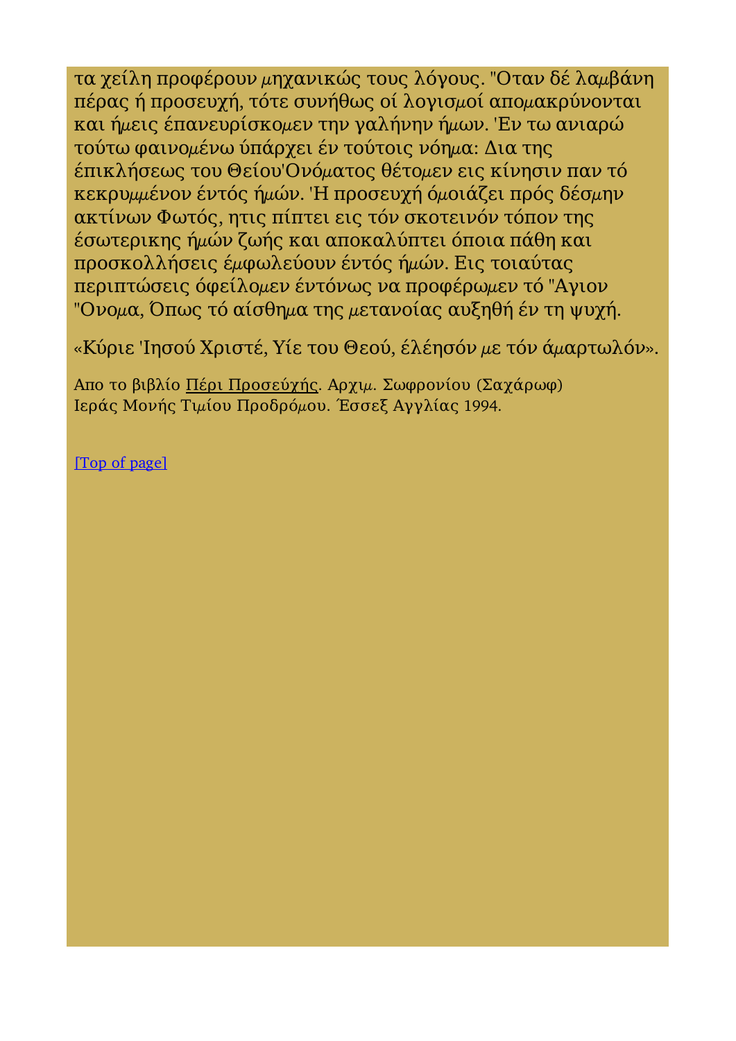τα χείλη προφέρουν μηχανικώς τους λόγους. "Οταν δέ λαμβάνη πέρας ή προσευχή, τότε συνήθως οί λογισμοί απομακρύνονται και ήμεις έπανευρίσκομεν την γαλήνην ήμων. 'Εν τω ανιαρώ τούτω φαινομένω ύπάρχει έν τούτοις νόημα: Δια της έπικλήσεως του Θείου'Ονόματος θέτομεν εις κίνησιν παν τό κεκρυμμένον έντός ήμών. 'Η προσευχή όμοιάζει πρός δέσμην ακτίνων Φωτός, ητις πίπτει εις τόν σκοτεινόν τόπον της έσωτερικης ήμών ζωής και αποκαλύπτει όποια πάθη και προσκολλήσεις έμφωλεύουν έντός ήμών. Εις τοιαύτας περιπτώσεις όφείλομεν έντόνως να προφέρωμεν τό "Αγιον "Ονομα, Όπως τό αίσθημα της μετανοίας αυξηθή έν τη ψυχή.

«Κύριε 'Ιησού Χριστέ, Υίε του Θεού, έλέησόν με τόν άμαρτωλόν».

Απο το βιβλίο Πέρι Προσεύχής. Αρχιμ. Σωφρονίου (Σαχάρωφ)
Ιεράς Μονής Τιμίου Προδρόμου. Έσσεξ Αγγλίας 1994.

[Top of page]